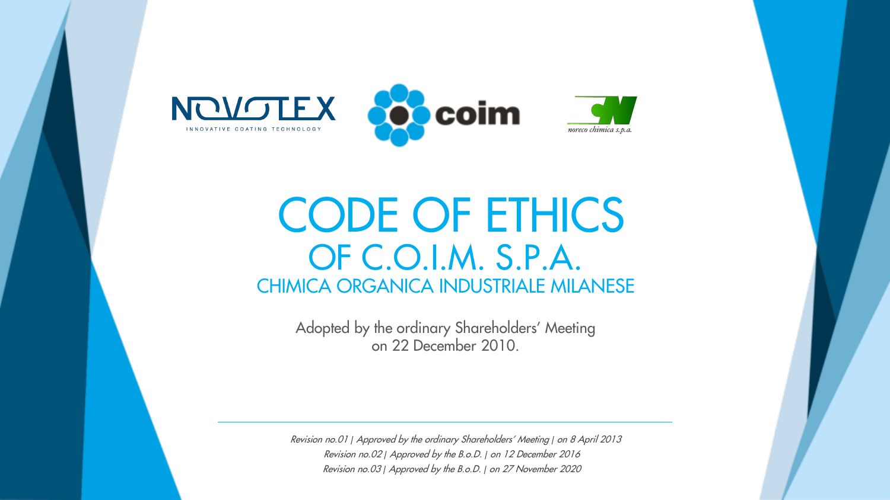NOVOTEX
INNOVATIVE COATING TECHNOLOGY

coim

noreco chimica s.p.a.

# CODE OF ETHICS
## OF C.O.I.M. S.P.A.
### CHIMICA ORGANICA INDUSTRIALE MILANESE

Adopted by the ordinary Shareholders' Meeting
on 22 December 2010.

---

*Revision no.01 | Approved by the ordinary Shareholders' Meeting | on 8 April 2013*
*Revision no.02 | Approved by the B.o.D. | on 12 December 2016*
*Revision no.03 | Approved by the B.o.D. | on 27 November 2020*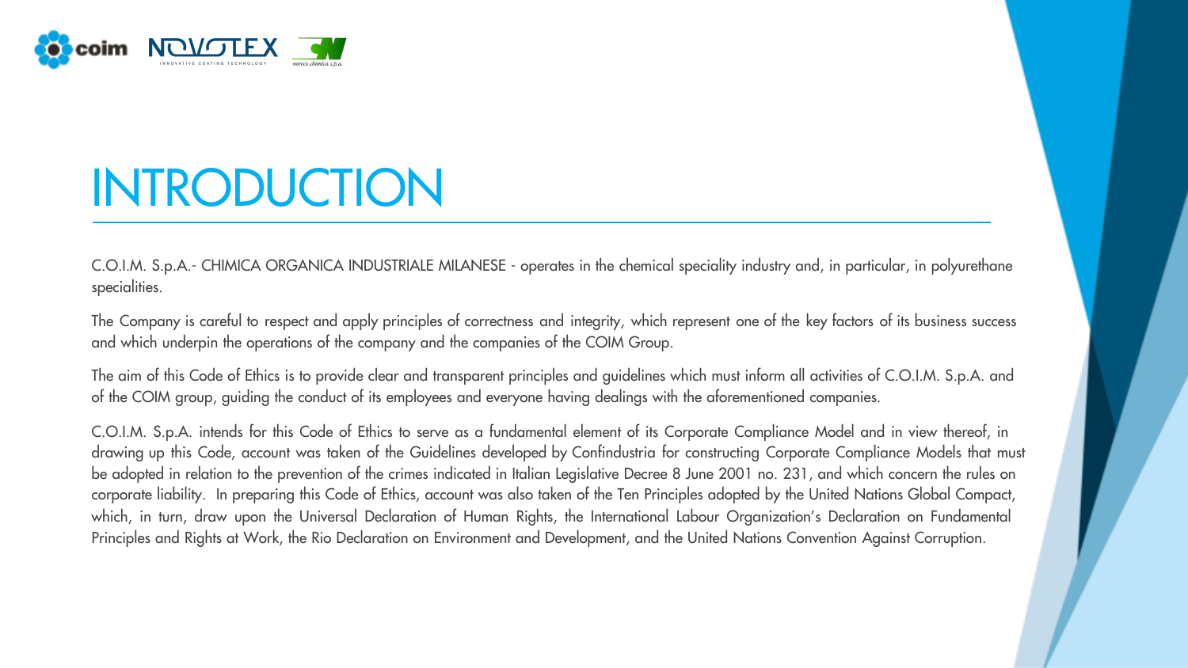# INTRODUCTION

C.O.I.M. S.p.A.- CHIMICA ORGANICA INDUSTRIALE MILANESE - operates in the chemical speciality industry and, in particular, in polyurethane specialities.

The Company is careful to respect and apply principles of correctness and integrity, which represent one of the key factors of its business success and which underpin the operations of the company and the companies of the COIM Group.

The aim of this Code of Ethics is to provide clear and transparent principles and guidelines which must inform all activities of C.O.I.M. S.p.A. and of the COIM group, guiding the conduct of its employees and everyone having dealings with the aforementioned companies.

C.O.I.M. S.p.A. intends for this Code of Ethics to serve as a fundamental element of its Corporate Compliance Model and in view thereof, in drawing up this Code, account was taken of the Guidelines developed by Confindustria for constructing Corporate Compliance Models that must be adopted in relation to the prevention of the crimes indicated in Italian Legislative Decree 8 June 2001 no. 231, and which concern the rules on corporate liability. In preparing this Code of Ethics, account was also taken of the Ten Principles adopted by the United Nations Global Compact, which, in turn, draw upon the Universal Declaration of Human Rights, the International Labour Organization's Declaration on Fundamental Principles and Rights at Work, the Rio Declaration on Environment and Development, and the United Nations Convention Against Corruption.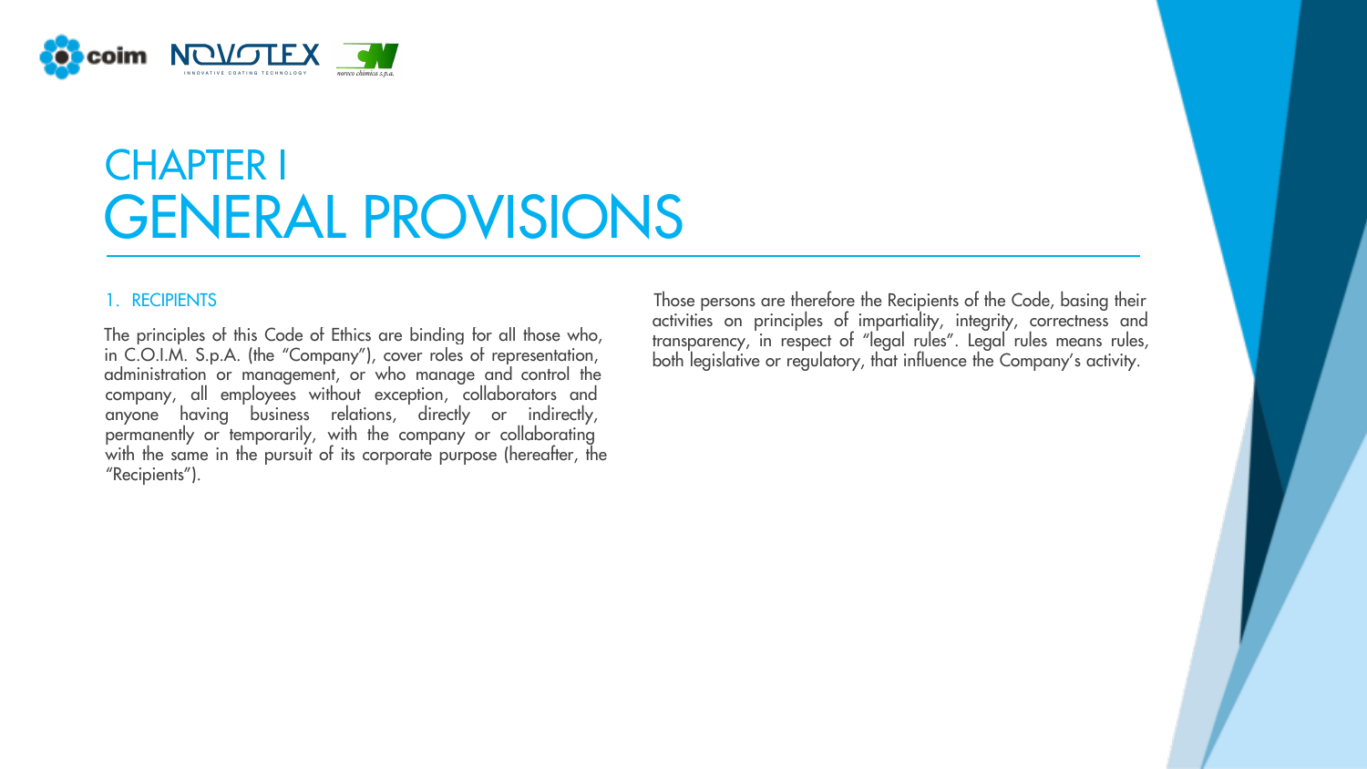# CHAPTER I
# GENERAL PROVISIONS

## 1. RECIPIENTS

The principles of this Code of Ethics are binding for all those who, in C.O.I.M. S.p.A. (the "Company"), cover roles of representation, administration or management, or who manage and control the company, all employees without exception, collaborators and anyone having business relations, directly or indirectly, permanently or temporarily, with the company or collaborating with the same in the pursuit of its corporate purpose (hereafter, the "Recipients").

Those persons are therefore the Recipients of the Code, basing their activities on principles of impartiality, integrity, correctness and transparency, in respect of "legal rules". Legal rules means rules, both legislative or regulatory, that influence the Company's activity.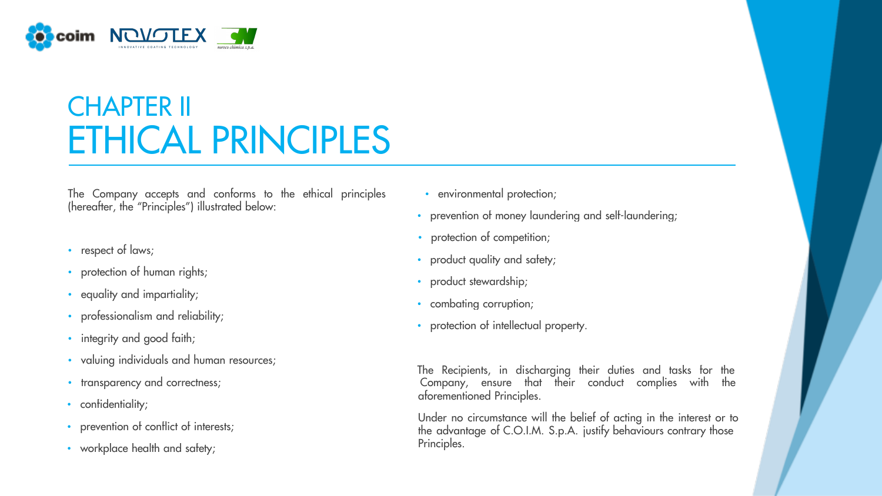# CHAPTER II
# ETHICAL PRINCIPLES

The Company accepts and conforms to the ethical principles (hereafter, the "Principles") illustrated below:

- respect of laws;
- protection of human rights;
- equality and impartiality;
- professionalism and reliability;
- integrity and good faith;
- valuing individuals and human resources;
- transparency and correctness;
- confidentiality;
- prevention of conflict of interests;
- workplace health and safety;
- environmental protection;
- prevention of money laundering and self-laundering;
- protection of competition;
- product quality and safety;
- product stewardship;
- combating corruption;
- protection of intellectual property.

The Recipients, in discharging their duties and tasks for the Company, ensure that their conduct complies with the aforementioned Principles.

Under no circumstance will the belief of acting in the interest or to the advantage of C.O.I.M. S.p.A. justify behaviours contrary those Principles.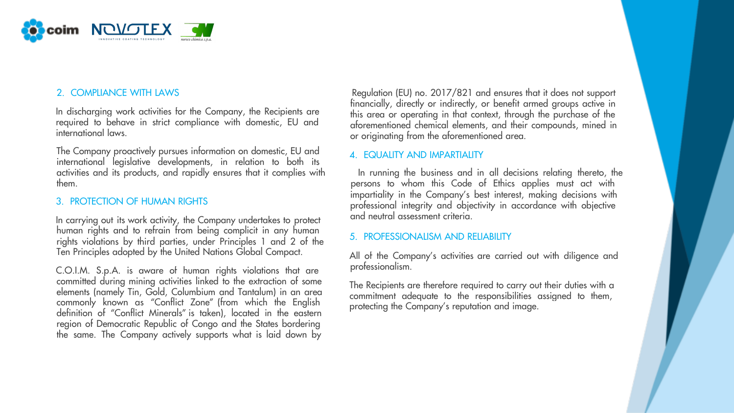## 2. COMPLIANCE WITH LAWS

In discharging work activities for the Company, the Recipients are required to behave in strict compliance with domestic, EU and international laws.

The Company proactively pursues information on domestic, EU and international legislative developments, in relation to both its activities and its products, and rapidly ensures that it complies with them.

## 3. PROTECTION OF HUMAN RIGHTS

In carrying out its work activity, the Company undertakes to protect human rights and to refrain from being complicit in any human rights violations by third parties, under Principles 1 and 2 of the Ten Principles adopted by the United Nations Global Compact.

C.O.I.M. S.p.A. is aware of human rights violations that are committed during mining activities linked to the extraction of some elements (namely Tin, Gold, Columbium and Tantalum) in an area commonly known as "Conflict Zone" (from which the English definition of "Conflict Minerals" is taken), located in the eastern region of Democratic Republic of Congo and the States bordering the same. The Company actively supports what is laid down by Regulation (EU) no. 2017/821 and ensures that it does not support financially, directly or indirectly, or benefit armed groups active in this area or operating in that context, through the purchase of the aforementioned chemical elements, and their compounds, mined in or originating from the aforementioned area.

## 4. EQUALITY AND IMPARTIALITY

In running the business and in all decisions relating thereto, the persons to whom this Code of Ethics applies must act with impartiality in the Company's best interest, making decisions with professional integrity and objectivity in accordance with objective and neutral assessment criteria.

## 5. PROFESSIONALISM AND RELIABILITY

All of the Company's activities are carried out with diligence and professionalism.

The Recipients are therefore required to carry out their duties with a commitment adequate to the responsibilities assigned to them, protecting the Company's reputation and image.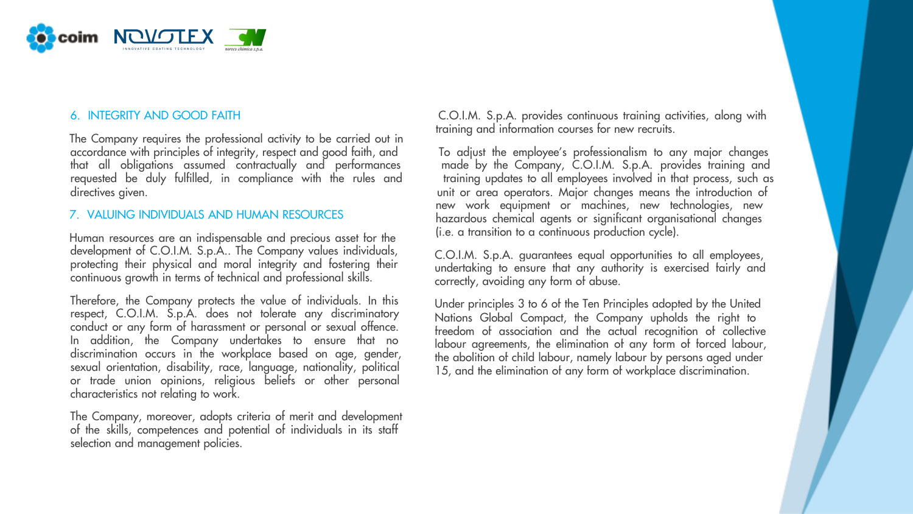## 6. INTEGRITY AND GOOD FAITH

The Company requires the professional activity to be carried out in accordance with principles of integrity, respect and good faith, and that all obligations assumed contractually and performances requested be duly fulfilled, in compliance with the rules and directives given.

## 7. VALUING INDIVIDUALS AND HUMAN RESOURCES

Human resources are an indispensable and precious asset for the development of C.O.I.M. S.p.A.. The Company values individuals, protecting their physical and moral integrity and fostering their continuous growth in terms of technical and professional skills.

Therefore, the Company protects the value of individuals. In this respect, C.O.I.M. S.p.A. does not tolerate any discriminatory conduct or any form of harassment or personal or sexual offence. In addition, the Company undertakes to ensure that no discrimination occurs in the workplace based on age, gender, sexual orientation, disability, race, language, nationality, political or trade union opinions, religious beliefs or other personal characteristics not relating to work.

The Company, moreover, adopts criteria of merit and development of the skills, competences and potential of individuals in its staff selection and management policies.

C.O.I.M. S.p.A. provides continuous training activities, along with training and information courses for new recruits.

To adjust the employee's professionalism to any major changes made by the Company, C.O.I.M. S.p.A. provides training and training updates to all employees involved in that process, such as unit or area operators. Major changes means the introduction of new work equipment or machines, new technologies, new hazardous chemical agents or significant organisational changes (i.e. a transition to a continuous production cycle).

C.O.I.M. S.p.A. guarantees equal opportunities to all employees, undertaking to ensure that any authority is exercised fairly and correctly, avoiding any form of abuse.

Under principles 3 to 6 of the Ten Principles adopted by the United Nations Global Compact, the Company upholds the right to freedom of association and the actual recognition of collective labour agreements, the elimination of any form of forced labour, the abolition of child labour, namely labour by persons aged under 15, and the elimination of any form of workplace discrimination.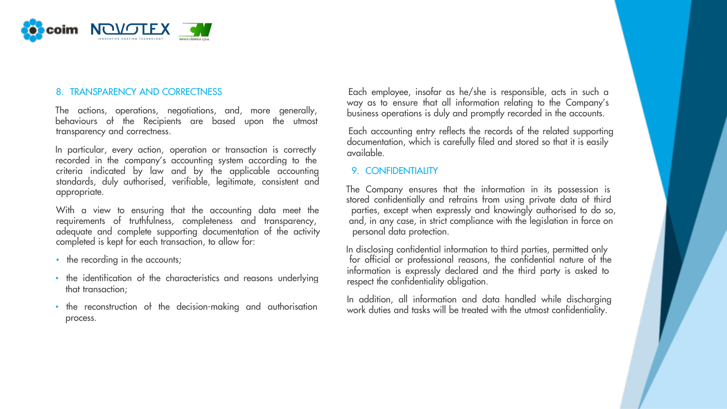## 8. TRANSPARENCY AND CORRECTNESS

The actions, operations, negotiations, and, more generally, behaviours of the Recipients are based upon the utmost transparency and correctness.

In particular, every action, operation or transaction is correctly recorded in the company's accounting system according to the criteria indicated by law and by the applicable accounting standards, duly authorised, verifiable, legitimate, consistent and appropriate.

With a view to ensuring that the accounting data meet the requirements of truthfulness, completeness and transparency, adequate and complete supporting documentation of the activity completed is kept for each transaction, to allow for:

- the recording in the accounts;
- the identification of the characteristics and reasons underlying that transaction;
- the reconstruction of the decision-making and authorisation process.

Each employee, insofar as he/she is responsible, acts in such a way as to ensure that all information relating to the Company's business operations is duly and promptly recorded in the accounts.

Each accounting entry reflects the records of the related supporting documentation, which is carefully filed and stored so that it is easily available.

## 9. CONFIDENTIALITY

The Company ensures that the information in its possession is stored confidentially and refrains from using private data of third parties, except when expressly and knowingly authorised to do so, and, in any case, in strict compliance with the legislation in force on personal data protection.

In disclosing confidential information to third parties, permitted only for official or professional reasons, the confidential nature of the information is expressly declared and the third party is asked to respect the confidentiality obligation.

In addition, all information and data handled while discharging work duties and tasks will be treated with the utmost confidentiality.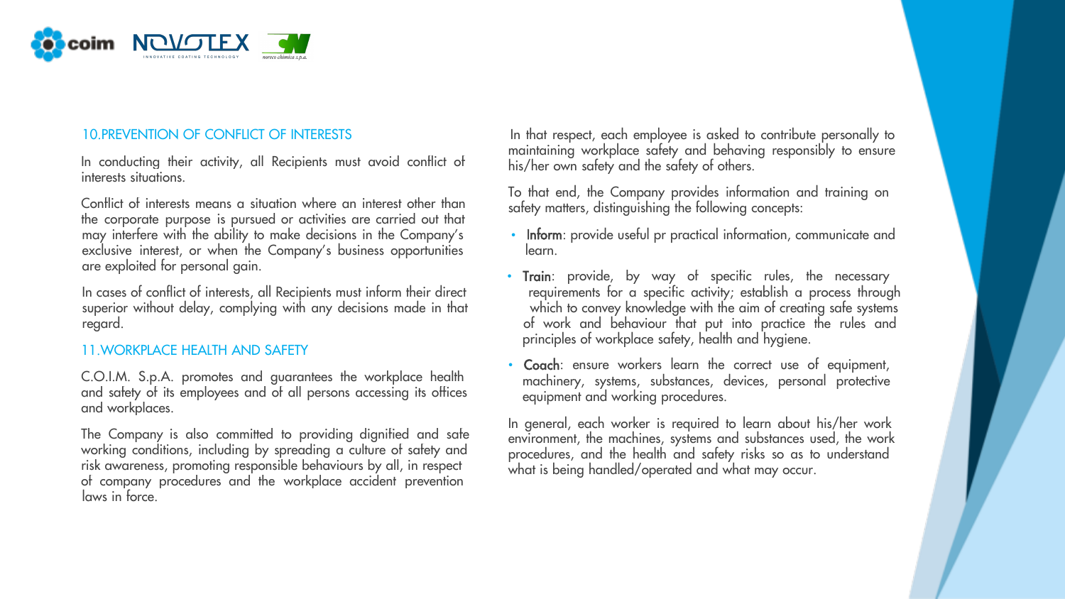## 10.PREVENTION OF CONFLICT OF INTERESTS

In conducting their activity, all Recipients must avoid conflict of interests situations.

Conflict of interests means a situation where an interest other than the corporate purpose is pursued or activities are carried out that may interfere with the ability to make decisions in the Company's exclusive interest, or when the Company's business opportunities are exploited for personal gain.

In cases of conflict of interests, all Recipients must inform their direct superior without delay, complying with any decisions made in that regard.

## 11.WORKPLACE HEALTH AND SAFETY

C.O.I.M. S.p.A. promotes and guarantees the workplace health and safety of its employees and of all persons accessing its offices and workplaces.

The Company is also committed to providing dignified and safe working conditions, including by spreading a culture of safety and risk awareness, promoting responsible behaviours by all, in respect of company procedures and the workplace accident prevention laws in force.

In that respect, each employee is asked to contribute personally to maintaining workplace safety and behaving responsibly to ensure his/her own safety and the safety of others.

To that end, the Company provides information and training on safety matters, distinguishing the following concepts:

- **Inform**: provide useful pr practical information, communicate and learn.
- **Train**: provide, by way of specific rules, the necessary requirements for a specific activity; establish a process through which to convey knowledge with the aim of creating safe systems of work and behaviour that put into practice the rules and principles of workplace safety, health and hygiene.
- **Coach**: ensure workers learn the correct use of equipment, machinery, systems, substances, devices, personal protective equipment and working procedures.

In general, each worker is required to learn about his/her work environment, the machines, systems and substances used, the work procedures, and the health and safety risks so as to understand what is being handled/operated and what may occur.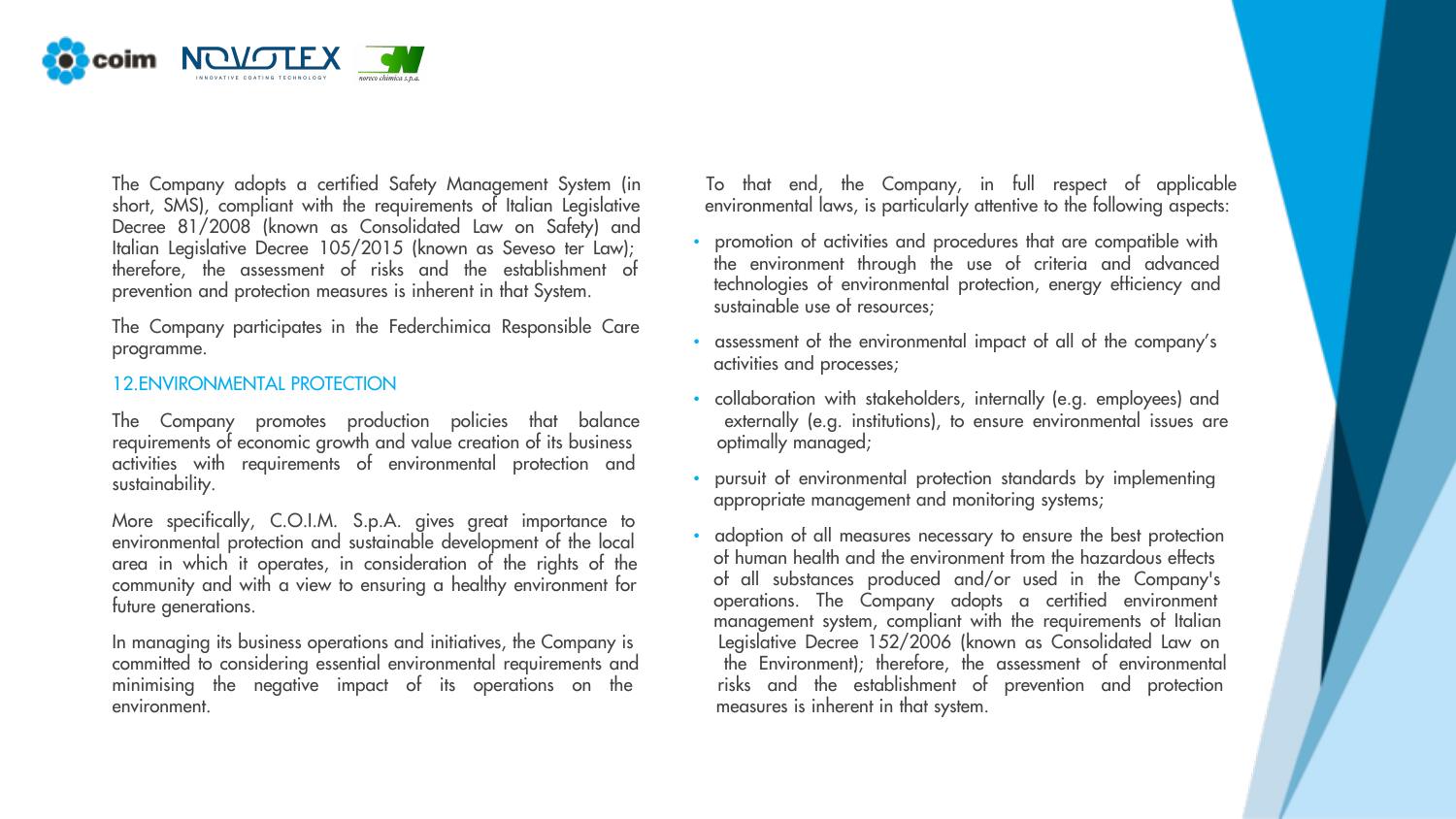The Company adopts a certified Safety Management System (in short, SMS), compliant with the requirements of Italian Legislative Decree 81/2008 (known as Consolidated Law on Safety) and Italian Legislative Decree 105/2015 (known as Seveso ter Law); therefore, the assessment of risks and the establishment of prevention and protection measures is inherent in that System.

The Company participates in the Federchimica Responsible Care programme.

## 12.ENVIRONMENTAL PROTECTION

The Company promotes production policies that balance requirements of economic growth and value creation of its business activities with requirements of environmental protection and sustainability.

More specifically, C.O.I.M. S.p.A. gives great importance to environmental protection and sustainable development of the local area in which it operates, in consideration of the rights of the community and with a view to ensuring a healthy environment for future generations.

In managing its business operations and initiatives, the Company is committed to considering essential environmental requirements and minimising the negative impact of its operations on the environment.

To that end, the Company, in full respect of applicable environmental laws, is particularly attentive to the following aspects:

- promotion of activities and procedures that are compatible with the environment through the use of criteria and advanced technologies of environmental protection, energy efficiency and sustainable use of resources;
- assessment of the environmental impact of all of the company's activities and processes;
- collaboration with stakeholders, internally (e.g. employees) and externally (e.g. institutions), to ensure environmental issues are optimally managed;
- pursuit of environmental protection standards by implementing appropriate management and monitoring systems;
- adoption of all measures necessary to ensure the best protection of human health and the environment from the hazardous effects of all substances produced and/or used in the Company's operations. The Company adopts a certified environment management system, compliant with the requirements of Italian Legislative Decree 152/2006 (known as Consolidated Law on the Environment); therefore, the assessment of environmental risks and the establishment of prevention and protection measures is inherent in that system.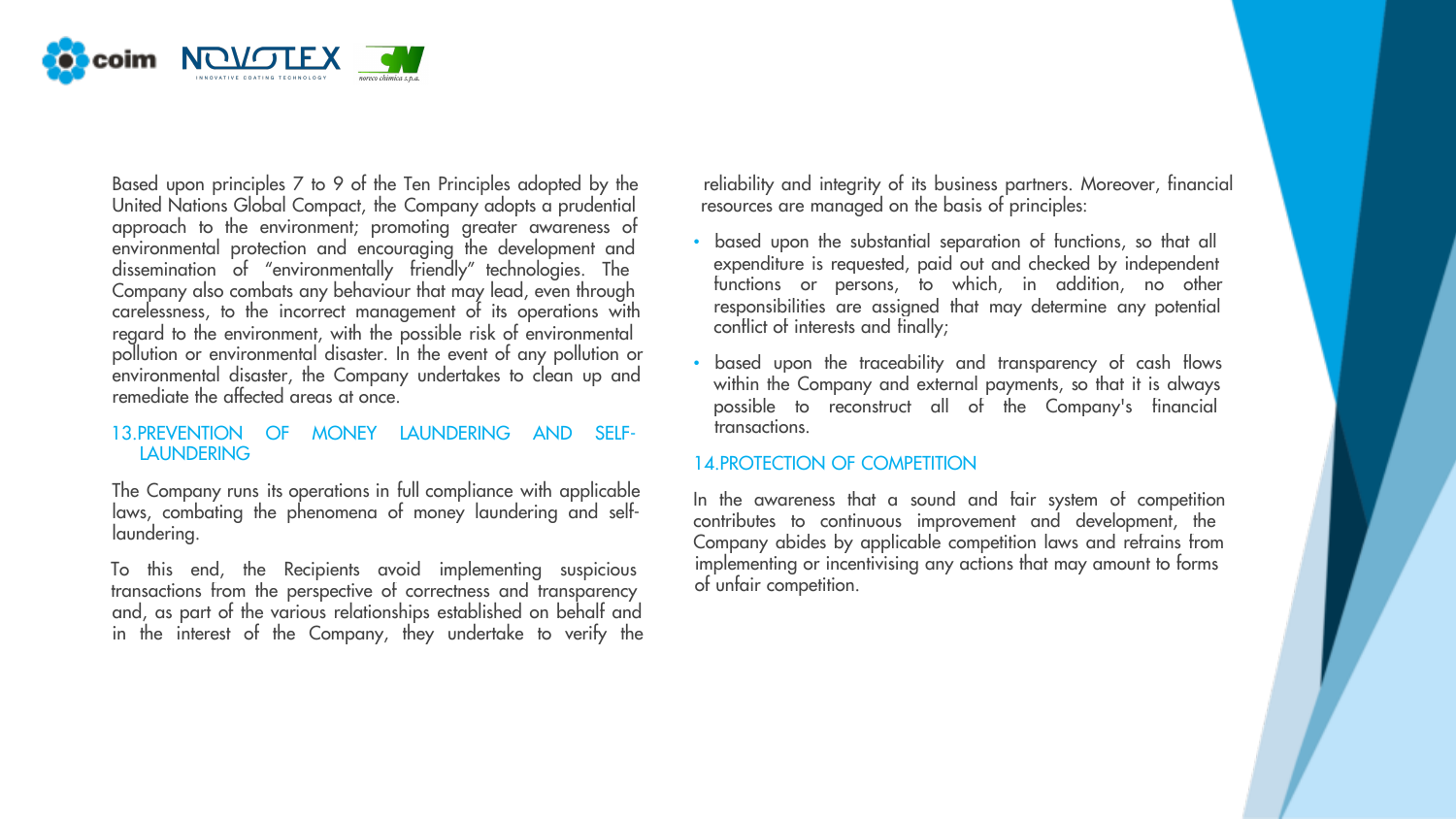Based upon principles 7 to 9 of the Ten Principles adopted by the United Nations Global Compact, the Company adopts a prudential approach to the environment; promoting greater awareness of environmental protection and encouraging the development and dissemination of "environmentally friendly" technologies. The Company also combats any behaviour that may lead, even through carelessness, to the incorrect management of its operations with regard to the environment, with the possible risk of environmental pollution or environmental disaster. In the event of any pollution or environmental disaster, the Company undertakes to clean up and remediate the affected areas at once.

## 13. PREVENTION OF MONEY LAUNDERING AND SELF-LAUNDERING

The Company runs its operations in full compliance with applicable laws, combating the phenomena of money laundering and self-laundering.

To this end, the Recipients avoid implementing suspicious transactions from the perspective of correctness and transparency and, as part of the various relationships established on behalf and in the interest of the Company, they undertake to verify the reliability and integrity of its business partners. Moreover, financial resources are managed on the basis of principles:

- based upon the substantial separation of functions, so that all expenditure is requested, paid out and checked by independent functions or persons, to which, in addition, no other responsibilities are assigned that may determine any potential conflict of interests and finally;
- based upon the traceability and transparency of cash flows within the Company and external payments, so that it is always possible to reconstruct all of the Company's financial transactions.

## 14. PROTECTION OF COMPETITION

In the awareness that a sound and fair system of competition contributes to continuous improvement and development, the Company abides by applicable competition laws and refrains from implementing or incentivising any actions that may amount to forms of unfair competition.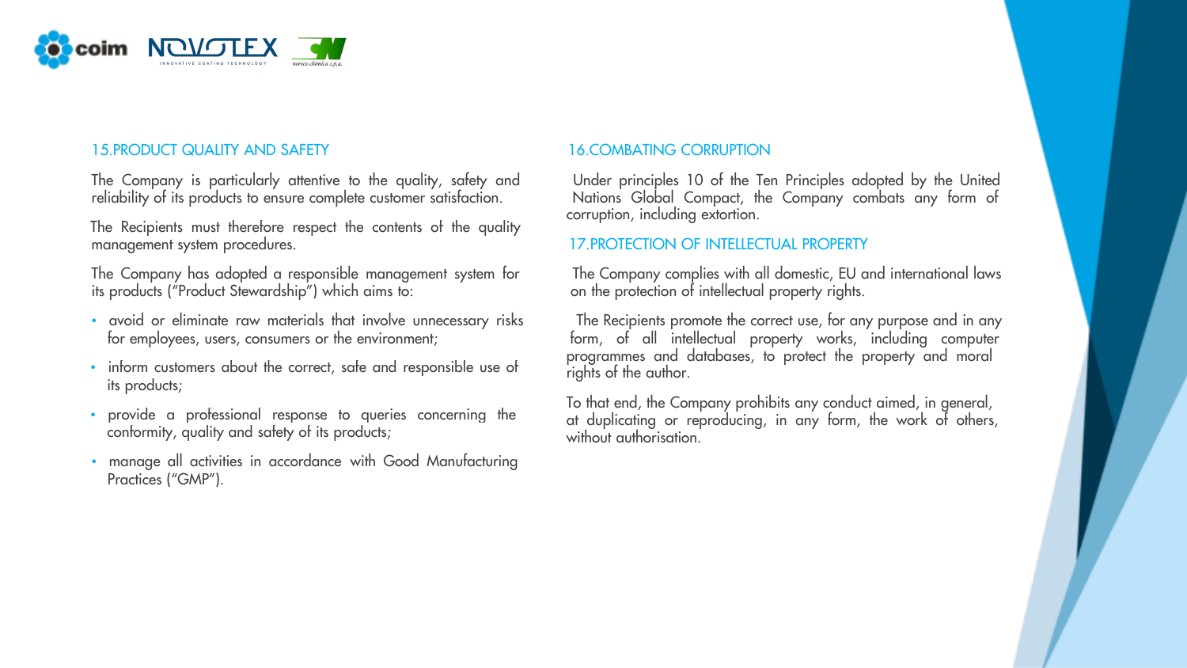## 15.PRODUCT QUALITY AND SAFETY

The Company is particularly attentive to the quality, safety and reliability of its products to ensure complete customer satisfaction.

The Recipients must therefore respect the contents of the quality management system procedures.

The Company has adopted a responsible management system for its products ("Product Stewardship") which aims to:

- avoid or eliminate raw materials that involve unnecessary risks for employees, users, consumers or the environment;
- inform customers about the correct, safe and responsible use of its products;
- provide a professional response to queries concerning the conformity, quality and safety of its products;
- manage all activities in accordance with Good Manufacturing Practices ("GMP").

## 16.COMBATING CORRUPTION

Under principles 10 of the Ten Principles adopted by the United Nations Global Compact, the Company combats any form of corruption, including extortion.

## 17.PROTECTION OF INTELLECTUAL PROPERTY

The Company complies with all domestic, EU and international laws on the protection of intellectual property rights.

The Recipients promote the correct use, for any purpose and in any form, of all intellectual property works, including computer programmes and databases, to protect the property and moral rights of the author.

To that end, the Company prohibits any conduct aimed, in general, at duplicating or reproducing, in any form, the work of others, without authorisation.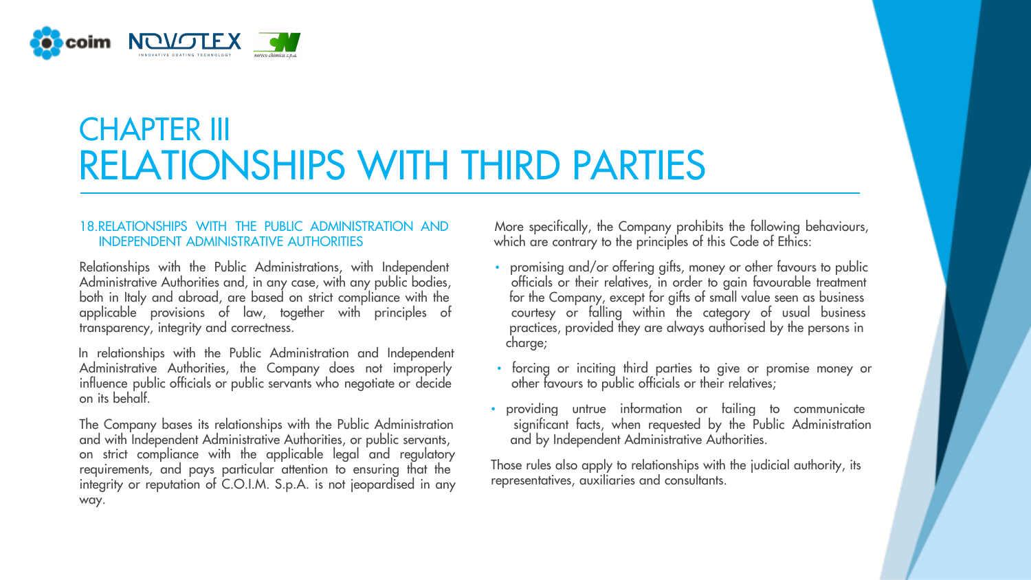# CHAPTER III
# RELATIONSHIPS WITH THIRD PARTIES

## 18. RELATIONSHIPS WITH THE PUBLIC ADMINISTRATION AND INDEPENDENT ADMINISTRATIVE AUTHORITIES

Relationships with the Public Administrations, with Independent Administrative Authorities and, in any case, with any public bodies, both in Italy and abroad, are based on strict compliance with the applicable provisions of law, together with principles of transparency, integrity and correctness.

In relationships with the Public Administration and Independent Administrative Authorities, the Company does not improperly influence public officials or public servants who negotiate or decide on its behalf.

The Company bases its relationships with the Public Administration and with Independent Administrative Authorities, or public servants, on strict compliance with the applicable legal and regulatory requirements, and pays particular attention to ensuring that the integrity or reputation of C.O.I.M. S.p.A. is not jeopardised in any way.

More specifically, the Company prohibits the following behaviours, which are contrary to the principles of this Code of Ethics:

- promising and/or offering gifts, money or other favours to public officials or their relatives, in order to gain favourable treatment for the Company, except for gifts of small value seen as business courtesy or falling within the category of usual business practices, provided they are always authorised by the persons in charge;
- forcing or inciting third parties to give or promise money or other favours to public officials or their relatives;
- providing untrue information or failing to communicate significant facts, when requested by the Public Administration and by Independent Administrative Authorities.

Those rules also apply to relationships with the judicial authority, its representatives, auxiliaries and consultants.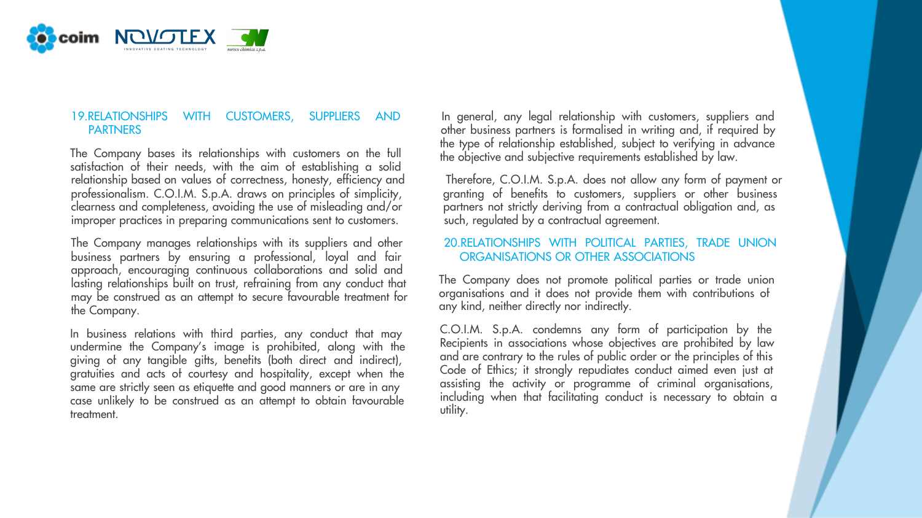## 19. RELATIONSHIPS WITH CUSTOMERS, SUPPLIERS AND PARTNERS

The Company bases its relationships with customers on the full satisfaction of their needs, with the aim of establishing a solid relationship based on values of correctness, honesty, efficiency and professionalism. C.O.I.M. S.p.A. draws on principles of simplicity, clearness and completeness, avoiding the use of misleading and/or improper practices in preparing communications sent to customers.

The Company manages relationships with its suppliers and other business partners by ensuring a professional, loyal and fair approach, encouraging continuous collaborations and solid and lasting relationships built on trust, refraining from any conduct that may be construed as an attempt to secure favourable treatment for the Company.

In business relations with third parties, any conduct that may undermine the Company's image is prohibited, along with the giving of any tangible gifts, benefits (both direct and indirect), gratuities and acts of courtesy and hospitality, except when the same are strictly seen as etiquette and good manners or are in any case unlikely to be construed as an attempt to obtain favourable treatment.

In general, any legal relationship with customers, suppliers and other business partners is formalised in writing and, if required by the type of relationship established, subject to verifying in advance the objective and subjective requirements established by law.

Therefore, C.O.I.M. S.p.A. does not allow any form of payment or granting of benefits to customers, suppliers or other business partners not strictly deriving from a contractual obligation and, as such, regulated by a contractual agreement.

## 20. RELATIONSHIPS WITH POLITICAL PARTIES, TRADE UNION ORGANISATIONS OR OTHER ASSOCIATIONS

The Company does not promote political parties or trade union organisations and it does not provide them with contributions of any kind, neither directly nor indirectly.

C.O.I.M. S.p.A. condemns any form of participation by the Recipients in associations whose objectives are prohibited by law and are contrary to the rules of public order or the principles of this Code of Ethics; it strongly repudiates conduct aimed even just at assisting the activity or programme of criminal organisations, including when that facilitating conduct is necessary to obtain a utility.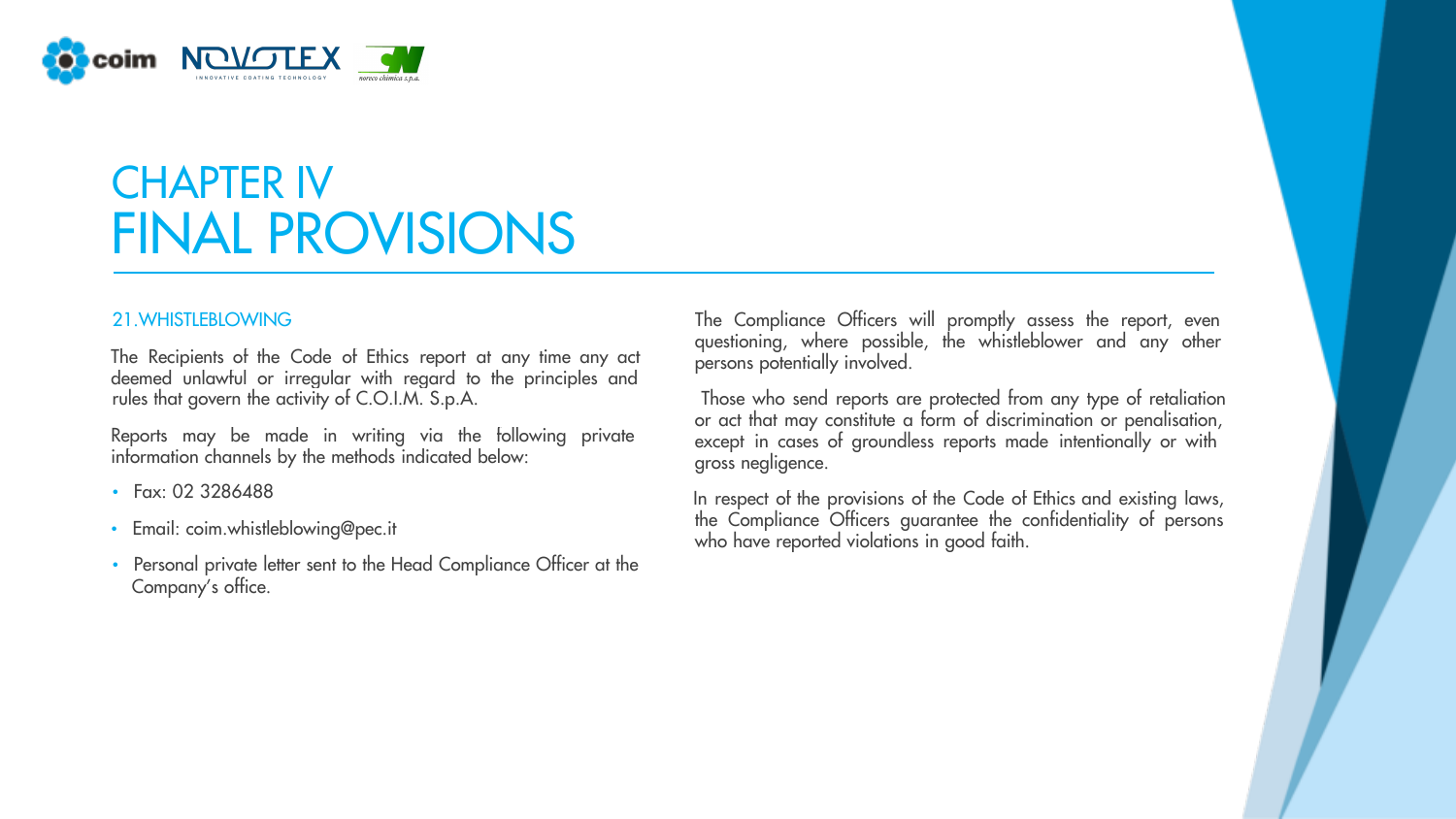# CHAPTER IV
# FINAL PROVISIONS

## 21.WHISTLEBLOWING

The Recipients of the Code of Ethics report at any time any act deemed unlawful or irregular with regard to the principles and rules that govern the activity of C.O.I.M. S.p.A.

Reports may be made in writing via the following private information channels by the methods indicated below:

- Fax: 02 3286488
- Email: coim.whistleblowing@pec.it
- Personal private letter sent to the Head Compliance Officer at the Company's office.

The Compliance Officers will promptly assess the report, even questioning, where possible, the whistleblower and any other persons potentially involved.

Those who send reports are protected from any type of retaliation or act that may constitute a form of discrimination or penalisation, except in cases of groundless reports made intentionally or with gross negligence.

In respect of the provisions of the Code of Ethics and existing laws, the Compliance Officers guarantee the confidentiality of persons who have reported violations in good faith.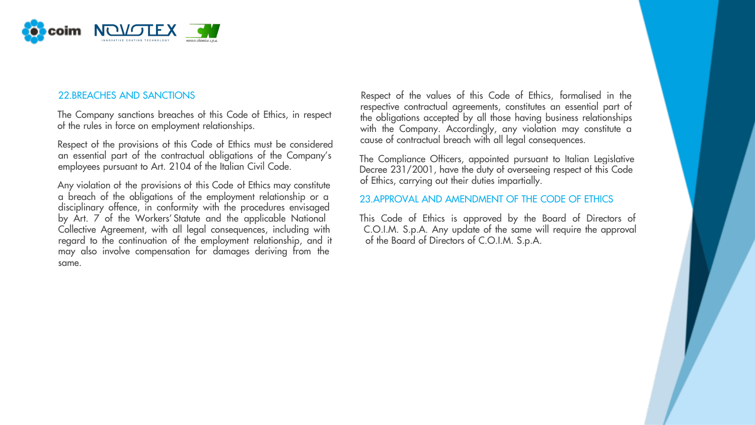## 22.BREACHES AND SANCTIONS

The Company sanctions breaches of this Code of Ethics, in respect of the rules in force on employment relationships.

Respect of the provisions of this Code of Ethics must be considered an essential part of the contractual obligations of the Company's employees pursuant to Art. 2104 of the Italian Civil Code.

Any violation of the provisions of this Code of Ethics may constitute a breach of the obligations of the employment relationship or a disciplinary offence, in conformity with the procedures envisaged by Art. 7 of the Workers' Statute and the applicable National Collective Agreement, with all legal consequences, including with regard to the continuation of the employment relationship, and it may also involve compensation for damages deriving from the same.

Respect of the values of this Code of Ethics, formalised in the respective contractual agreements, constitutes an essential part of the obligations accepted by all those having business relationships with the Company. Accordingly, any violation may constitute a cause of contractual breach with all legal consequences.

The Compliance Officers, appointed pursuant to Italian Legislative Decree 231/2001, have the duty of overseeing respect of this Code of Ethics, carrying out their duties impartially.

## 23.APPROVAL AND AMENDMENT OF THE CODE OF ETHICS

This Code of Ethics is approved by the Board of Directors of C.O.I.M. S.p.A. Any update of the same will require the approval of the Board of Directors of C.O.I.M. S.p.A.